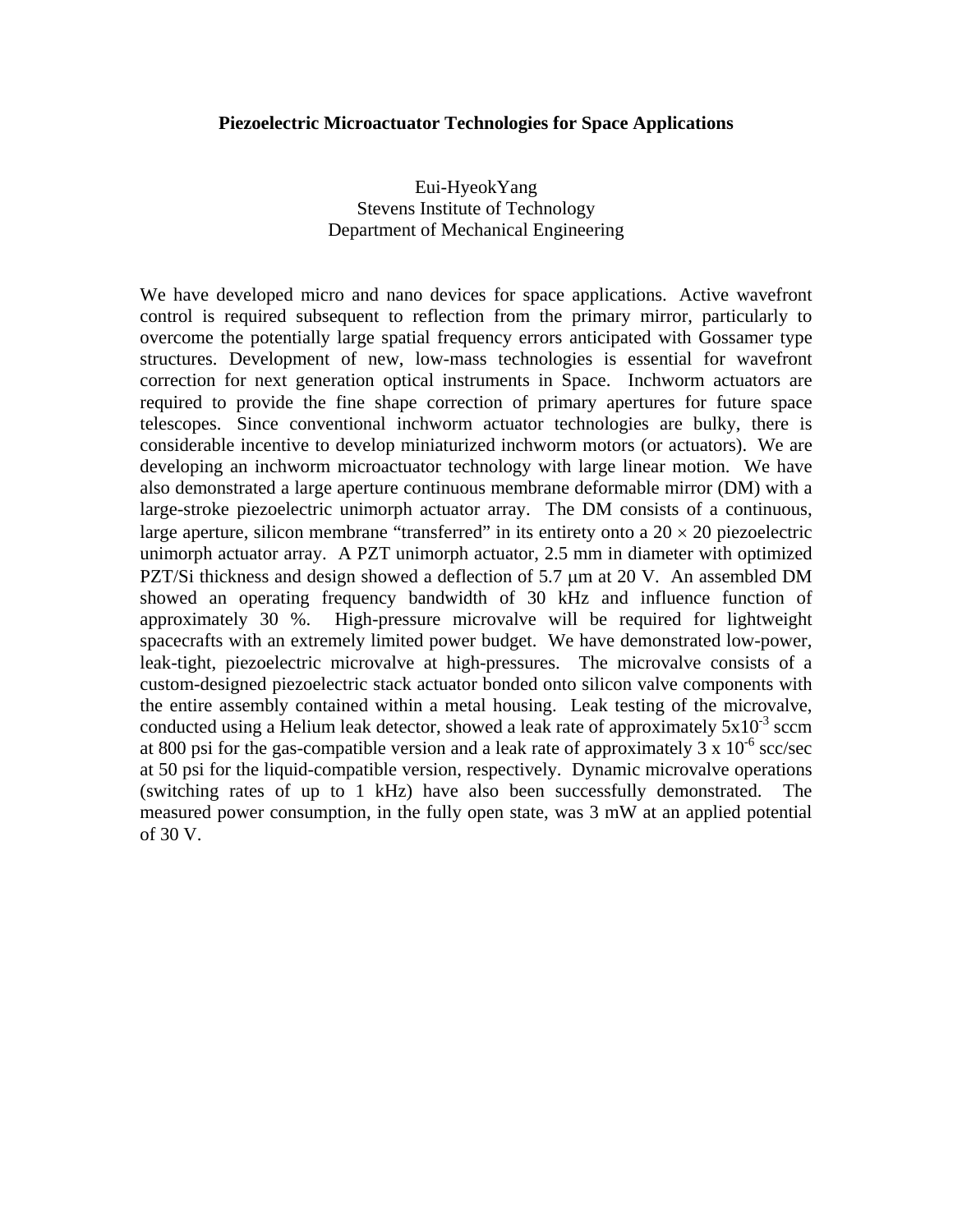# Piezoelectric Microactuator Technologies for Space Applications

Eui-HyeokYang
Stevens Institute of Technology
Department of Mechanical Engineering

We have developed micro and nano devices for space applications. Active wavefront control is required subsequent to reflection from the primary mirror, particularly to overcome the potentially large spatial frequency errors anticipated with Gossamer type structures. Development of new, low-mass technologies is essential for wavefront correction for next generation optical instruments in Space. Inchworm actuators are required to provide the fine shape correction of primary apertures for future space telescopes. Since conventional inchworm actuator technologies are bulky, there is considerable incentive to develop miniaturized inchworm motors (or actuators). We are developing an inchworm microactuator technology with large linear motion. We have also demonstrated a large aperture continuous membrane deformable mirror (DM) with a large-stroke piezoelectric unimorph actuator array. The DM consists of a continuous, large aperture, silicon membrane "transferred" in its entirety onto a $20 \times 20$ piezoelectric unimorph actuator array. A PZT unimorph actuator, 2.5 mm in diameter with optimized PZT/Si thickness and design showed a deflection of 5.7 μm at 20 V. An assembled DM showed an operating frequency bandwidth of 30 kHz and influence function of approximately 30 %. High-pressure microvalve will be required for lightweight spacecrafts with an extremely limited power budget. We have demonstrated low-power, leak-tight, piezoelectric microvalve at high-pressures. The microvalve consists of a custom-designed piezoelectric stack actuator bonded onto silicon valve components with the entire assembly contained within a metal housing. Leak testing of the microvalve, conducted using a Helium leak detector, showed a leak rate of approximately $5\text{x}10^{-3}$ sccm at 800 psi for the gas-compatible version and a leak rate of approximately $3 \text{ x } 10^{-6}$ scc/sec at 50 psi for the liquid-compatible version, respectively. Dynamic microvalve operations (switching rates of up to 1 kHz) have also been successfully demonstrated. The measured power consumption, in the fully open state, was 3 mW at an applied potential of 30 V.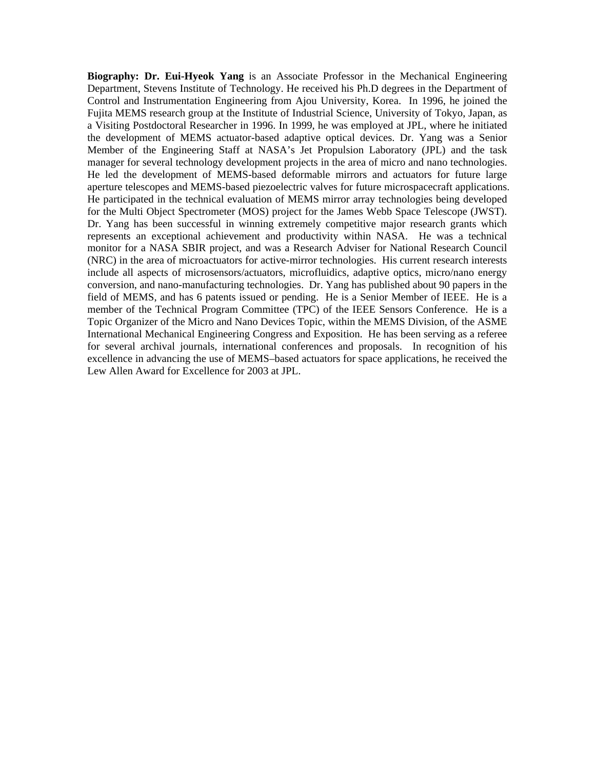**Biography: Dr. Eui-Hyeok Yang** is an Associate Professor in the Mechanical Engineering Department, Stevens Institute of Technology. He received his Ph.D degrees in the Department of Control and Instrumentation Engineering from Ajou University, Korea. In 1996, he joined the Fujita MEMS research group at the Institute of Industrial Science, University of Tokyo, Japan, as a Visiting Postdoctoral Researcher in 1996. In 1999, he was employed at JPL, where he initiated the development of MEMS actuator-based adaptive optical devices. Dr. Yang was a Senior Member of the Engineering Staff at NASA's Jet Propulsion Laboratory (JPL) and the task manager for several technology development projects in the area of micro and nano technologies. He led the development of MEMS-based deformable mirrors and actuators for future large aperture telescopes and MEMS-based piezoelectric valves for future microspacecraft applications. He participated in the technical evaluation of MEMS mirror array technologies being developed for the Multi Object Spectrometer (MOS) project for the James Webb Space Telescope (JWST). Dr. Yang has been successful in winning extremely competitive major research grants which represents an exceptional achievement and productivity within NASA. He was a technical monitor for a NASA SBIR project, and was a Research Adviser for National Research Council (NRC) in the area of microactuators for active-mirror technologies. His current research interests include all aspects of microsensors/actuators, microfluidics, adaptive optics, micro/nano energy conversion, and nano-manufacturing technologies. Dr. Yang has published about 90 papers in the field of MEMS, and has 6 patents issued or pending. He is a Senior Member of IEEE. He is a member of the Technical Program Committee (TPC) of the IEEE Sensors Conference. He is a Topic Organizer of the Micro and Nano Devices Topic, within the MEMS Division, of the ASME International Mechanical Engineering Congress and Exposition. He has been serving as a referee for several archival journals, international conferences and proposals. In recognition of his excellence in advancing the use of MEMS–based actuators for space applications, he received the Lew Allen Award for Excellence for 2003 at JPL.